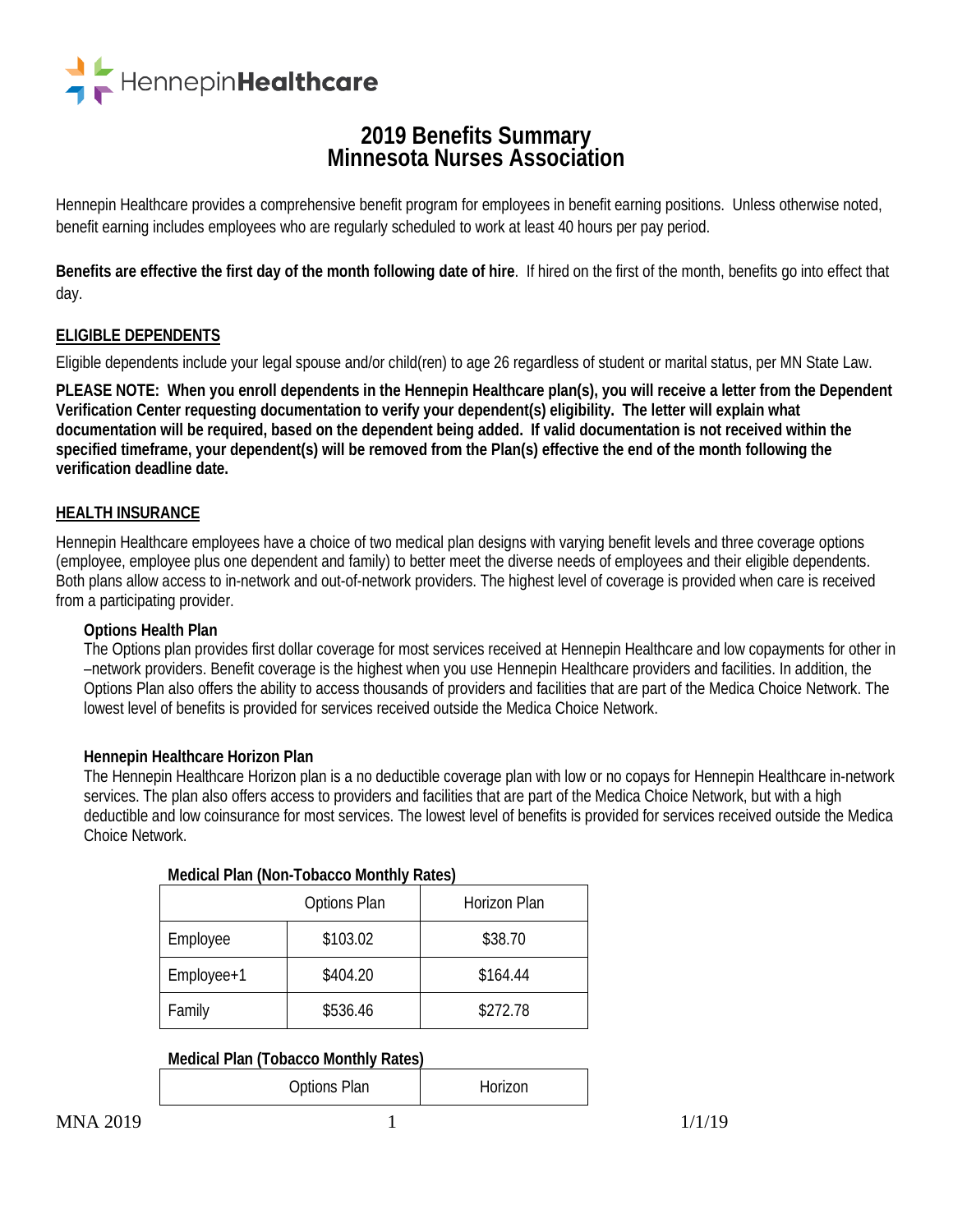HennepinHealthcare

# 2019 Benefits Summary
# Minnesota Nurses Association

Hennepin Healthcare provides a comprehensive benefit program for employees in benefit earning positions. Unless otherwise noted, benefit earning includes employees who are regularly scheduled to work at least 40 hours per pay period.

**Benefits are effective the first day of the month following date of hire**. If hired on the first of the month, benefits go into effect that day.

## ELIGIBLE DEPENDENTS

Eligible dependents include your legal spouse and/or child(ren) to age 26 regardless of student or marital status, per MN State Law.

**PLEASE NOTE: When you enroll dependents in the Hennepin Healthcare plan(s), you will receive a letter from the Dependent Verification Center requesting documentation to verify your dependent(s) eligibility. The letter will explain what documentation will be required, based on the dependent being added. If valid documentation is not received within the specified timeframe, your dependent(s) will be removed from the Plan(s) effective the end of the month following the verification deadline date.**

## HEALTH INSURANCE

Hennepin Healthcare employees have a choice of two medical plan designs with varying benefit levels and three coverage options (employee, employee plus one dependent and family) to better meet the diverse needs of employees and their eligible dependents. Both plans allow access to in-network and out-of-network providers. The highest level of coverage is provided when care is received from a participating provider.

### Options Health Plan

The Options plan provides first dollar coverage for most services received at Hennepin Healthcare and low copayments for other in –network providers. Benefit coverage is the highest when you use Hennepin Healthcare providers and facilities. In addition, the Options Plan also offers the ability to access thousands of providers and facilities that are part of the Medica Choice Network. The lowest level of benefits is provided for services received outside the Medica Choice Network.

### Hennepin Healthcare Horizon Plan

The Hennepin Healthcare Horizon plan is a no deductible coverage plan with low or no copays for Hennepin Healthcare in-network services. The plan also offers access to providers and facilities that are part of the Medica Choice Network, but with a high deductible and low coinsurance for most services. The lowest level of benefits is provided for services received outside the Medica Choice Network.

**Medical Plan (Non-Tobacco Monthly Rates)**

| | Options Plan | Horizon Plan |
|---|---|---|
| Employee | $103.02 | $38.70 |
| Employee+1 | $404.20 | $164.44 |
| Family | $536.46 | $272.78 |

**Medical Plan (Tobacco Monthly Rates)**

| | Options Plan | Horizon |
|---|---|---|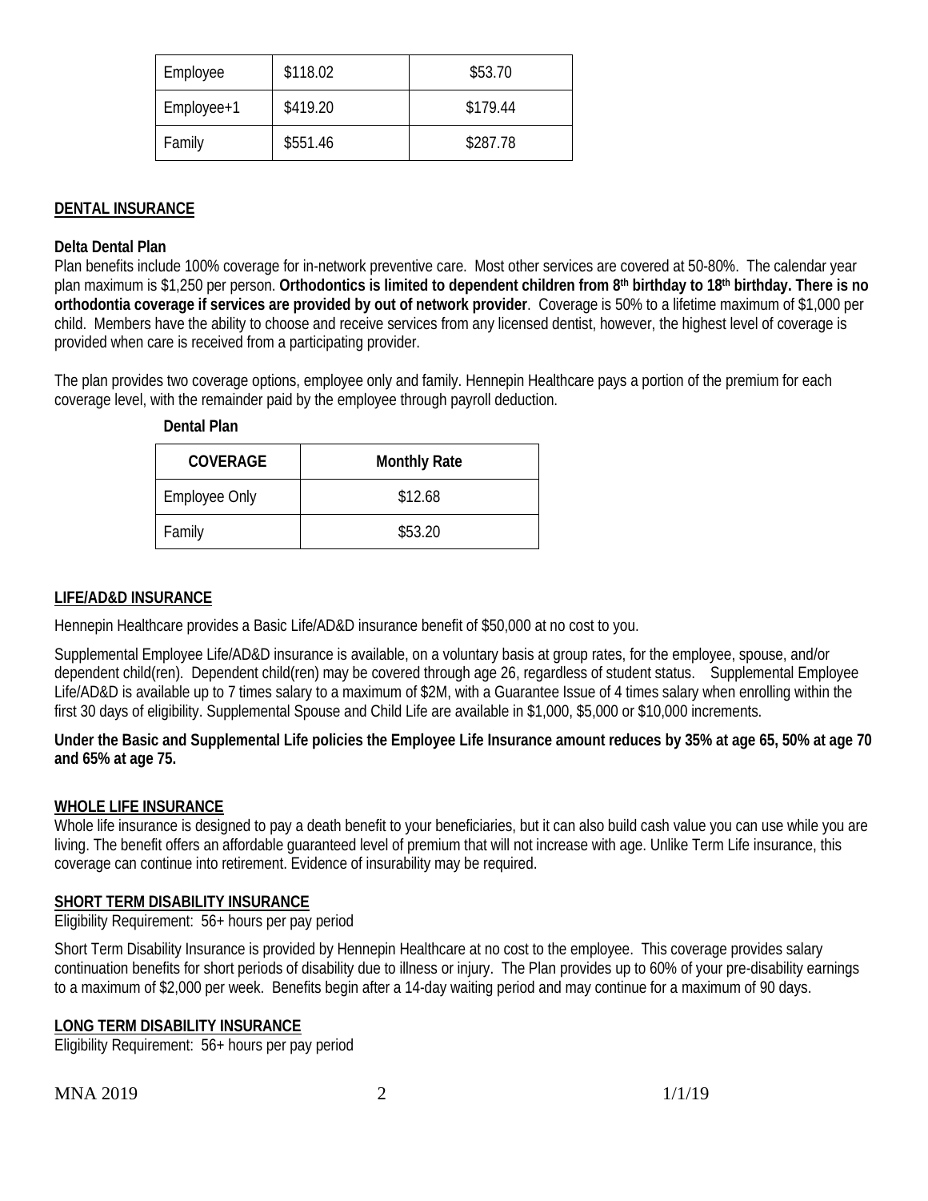| Employee | $118.02 | $53.70 |
|---|---|---|
| Employee+1 | $419.20 | $179.44 |
| Family | $551.46 | $287.78 |

## DENTAL INSURANCE

**Delta Dental Plan**

Plan benefits include 100% coverage for in-network preventive care. Most other services are covered at 50-80%. The calendar year plan maximum is $1,250 per person. **Orthodontics is limited to dependent children from 8th birthday to 18th birthday. There is no orthodontia coverage if services are provided by out of network provider**. Coverage is 50% to a lifetime maximum of $1,000 per child. Members have the ability to choose and receive services from any licensed dentist, however, the highest level of coverage is provided when care is received from a participating provider.

The plan provides two coverage options, employee only and family. Hennepin Healthcare pays a portion of the premium for each coverage level, with the remainder paid by the employee through payroll deduction.

**Dental Plan**

| COVERAGE | Monthly Rate |
|---|---|
| Employee Only | $12.68 |
| Family | $53.20 |

## LIFE/AD&D INSURANCE

Hennepin Healthcare provides a Basic Life/AD&D insurance benefit of $50,000 at no cost to you.

Supplemental Employee Life/AD&D insurance is available, on a voluntary basis at group rates, for the employee, spouse, and/or dependent child(ren). Dependent child(ren) may be covered through age 26, regardless of student status. Supplemental Employee Life/AD&D is available up to 7 times salary to a maximum of $2M, with a Guarantee Issue of 4 times salary when enrolling within the first 30 days of eligibility. Supplemental Spouse and Child Life are available in $1,000, $5,000 or $10,000 increments.

**Under the Basic and Supplemental Life policies the Employee Life Insurance amount reduces by 35% at age 65, 50% at age 70 and 65% at age 75.**

## WHOLE LIFE INSURANCE

Whole life insurance is designed to pay a death benefit to your beneficiaries, but it can also build cash value you can use while you are living. The benefit offers an affordable guaranteed level of premium that will not increase with age. Unlike Term Life insurance, this coverage can continue into retirement. Evidence of insurability may be required.

## SHORT TERM DISABILITY INSURANCE

Eligibility Requirement: 56+ hours per pay period

Short Term Disability Insurance is provided by Hennepin Healthcare at no cost to the employee. This coverage provides salary continuation benefits for short periods of disability due to illness or injury. The Plan provides up to 60% of your pre-disability earnings to a maximum of $2,000 per week. Benefits begin after a 14-day waiting period and may continue for a maximum of 90 days.

## LONG TERM DISABILITY INSURANCE

Eligibility Requirement: 56+ hours per pay period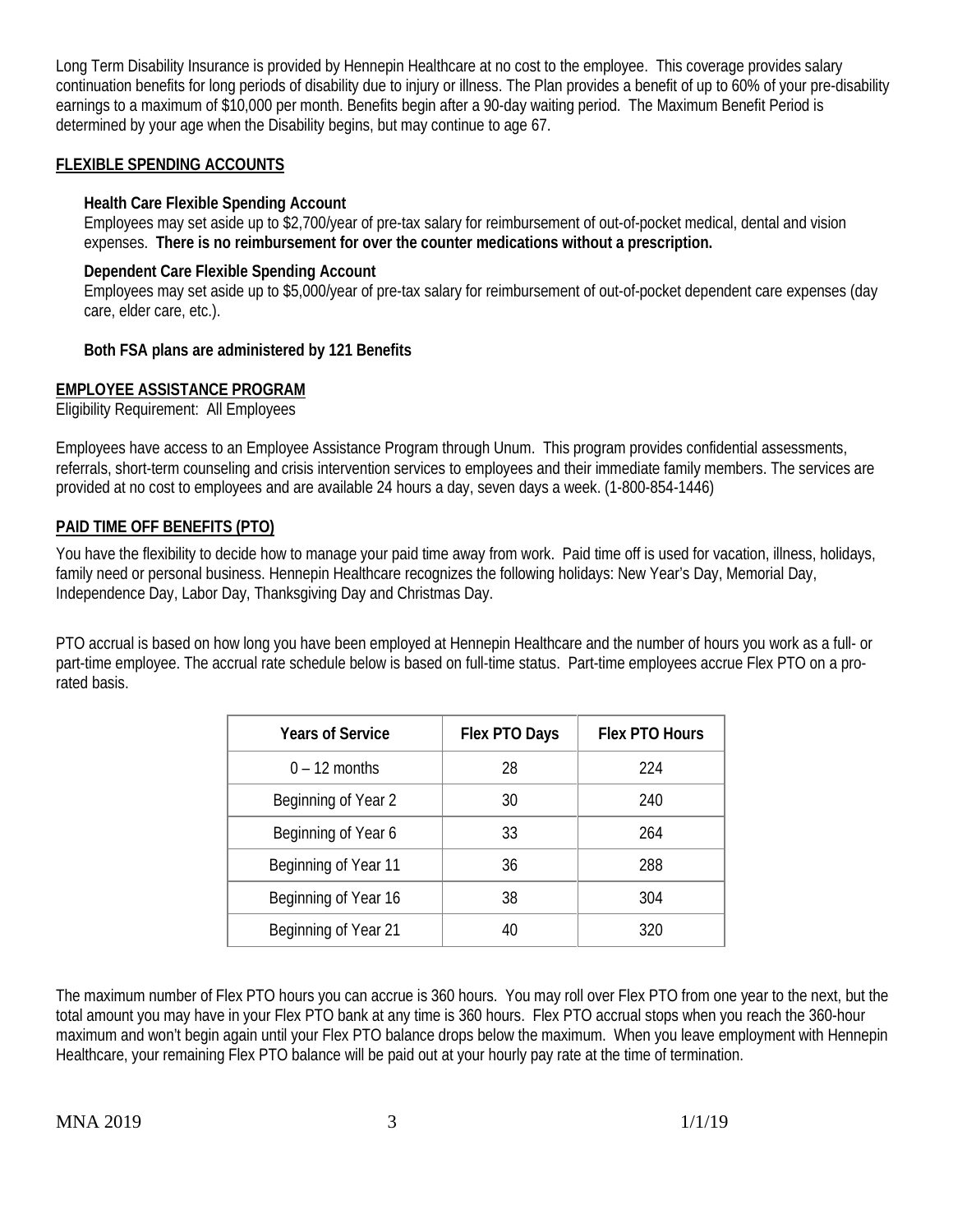Long Term Disability Insurance is provided by Hennepin Healthcare at no cost to the employee. This coverage provides salary continuation benefits for long periods of disability due to injury or illness. The Plan provides a benefit of up to 60% of your pre-disability earnings to a maximum of $10,000 per month. Benefits begin after a 90-day waiting period. The Maximum Benefit Period is determined by your age when the Disability begins, but may continue to age 67.

## FLEXIBLE SPENDING ACCOUNTS

### Health Care Flexible Spending Account

Employees may set aside up to $2,700/year of pre-tax salary for reimbursement of out-of-pocket medical, dental and vision expenses. **There is no reimbursement for over the counter medications without a prescription.**

### Dependent Care Flexible Spending Account

Employees may set aside up to $5,000/year of pre-tax salary for reimbursement of out-of-pocket dependent care expenses (day care, elder care, etc.).

**Both FSA plans are administered by 121 Benefits**

## EMPLOYEE ASSISTANCE PROGRAM

Eligibility Requirement: All Employees

Employees have access to an Employee Assistance Program through Unum. This program provides confidential assessments, referrals, short-term counseling and crisis intervention services to employees and their immediate family members. The services are provided at no cost to employees and are available 24 hours a day, seven days a week. (1-800-854-1446)

## PAID TIME OFF BENEFITS (PTO)

You have the flexibility to decide how to manage your paid time away from work. Paid time off is used for vacation, illness, holidays, family need or personal business. Hennepin Healthcare recognizes the following holidays: New Year's Day, Memorial Day, Independence Day, Labor Day, Thanksgiving Day and Christmas Day.

PTO accrual is based on how long you have been employed at Hennepin Healthcare and the number of hours you work as a full- or part-time employee. The accrual rate schedule below is based on full-time status. Part-time employees accrue Flex PTO on a pro-rated basis.

| Years of Service | Flex PTO Days | Flex PTO Hours |
|---|---|---|
| 0 – 12 months | 28 | 224 |
| Beginning of Year 2 | 30 | 240 |
| Beginning of Year 6 | 33 | 264 |
| Beginning of Year 11 | 36 | 288 |
| Beginning of Year 16 | 38 | 304 |
| Beginning of Year 21 | 40 | 320 |

The maximum number of Flex PTO hours you can accrue is 360 hours. You may roll over Flex PTO from one year to the next, but the total amount you may have in your Flex PTO bank at any time is 360 hours. Flex PTO accrual stops when you reach the 360-hour maximum and won't begin again until your Flex PTO balance drops below the maximum. When you leave employment with Hennepin Healthcare, your remaining Flex PTO balance will be paid out at your hourly pay rate at the time of termination.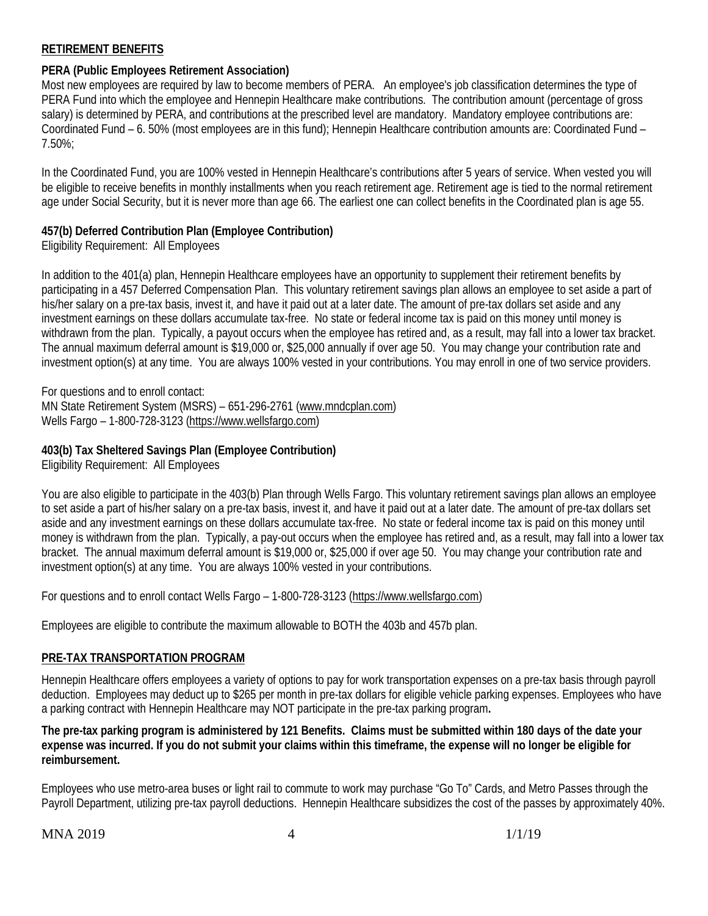## RETIREMENT BENEFITS

### PERA (Public Employees Retirement Association)

Most new employees are required by law to become members of PERA. An employee's job classification determines the type of PERA Fund into which the employee and Hennepin Healthcare make contributions. The contribution amount (percentage of gross salary) is determined by PERA, and contributions at the prescribed level are mandatory. Mandatory employee contributions are: Coordinated Fund – 6. 50% (most employees are in this fund); Hennepin Healthcare contribution amounts are: Coordinated Fund – 7.50%;

In the Coordinated Fund, you are 100% vested in Hennepin Healthcare's contributions after 5 years of service. When vested you will be eligible to receive benefits in monthly installments when you reach retirement age. Retirement age is tied to the normal retirement age under Social Security, but it is never more than age 66. The earliest one can collect benefits in the Coordinated plan is age 55.

### 457(b) Deferred Contribution Plan (Employee Contribution)

Eligibility Requirement: All Employees

In addition to the 401(a) plan, Hennepin Healthcare employees have an opportunity to supplement their retirement benefits by participating in a 457 Deferred Compensation Plan. This voluntary retirement savings plan allows an employee to set aside a part of his/her salary on a pre-tax basis, invest it, and have it paid out at a later date. The amount of pre-tax dollars set aside and any investment earnings on these dollars accumulate tax-free. No state or federal income tax is paid on this money until money is withdrawn from the plan. Typically, a payout occurs when the employee has retired and, as a result, may fall into a lower tax bracket. The annual maximum deferral amount is $19,000 or, $25,000 annually if over age 50. You may change your contribution rate and investment option(s) at any time. You are always 100% vested in your contributions. You may enroll in one of two service providers.

For questions and to enroll contact:
MN State Retirement System (MSRS) – 651-296-2761 (www.mndcplan.com)
Wells Fargo – 1-800-728-3123 (https://www.wellsfargo.com)

### 403(b) Tax Sheltered Savings Plan (Employee Contribution)

Eligibility Requirement: All Employees

You are also eligible to participate in the 403(b) Plan through Wells Fargo. This voluntary retirement savings plan allows an employee to set aside a part of his/her salary on a pre-tax basis, invest it, and have it paid out at a later date. The amount of pre-tax dollars set aside and any investment earnings on these dollars accumulate tax-free. No state or federal income tax is paid on this money until money is withdrawn from the plan. Typically, a pay-out occurs when the employee has retired and, as a result, may fall into a lower tax bracket. The annual maximum deferral amount is $19,000 or, $25,000 if over age 50. You may change your contribution rate and investment option(s) at any time. You are always 100% vested in your contributions.

For questions and to enroll contact Wells Fargo – 1-800-728-3123 (https://www.wellsfargo.com)

Employees are eligible to contribute the maximum allowable to BOTH the 403b and 457b plan.

## PRE-TAX TRANSPORTATION PROGRAM

Hennepin Healthcare offers employees a variety of options to pay for work transportation expenses on a pre-tax basis through payroll deduction. Employees may deduct up to $265 per month in pre-tax dollars for eligible vehicle parking expenses. Employees who have a parking contract with Hennepin Healthcare may NOT participate in the pre-tax parking program**.**

**The pre-tax parking program is administered by 121 Benefits. Claims must be submitted within 180 days of the date your expense was incurred. If you do not submit your claims within this timeframe, the expense will no longer be eligible for reimbursement.**

Employees who use metro-area buses or light rail to commute to work may purchase "Go To" Cards, and Metro Passes through the Payroll Department, utilizing pre-tax payroll deductions. Hennepin Healthcare subsidizes the cost of the passes by approximately 40%.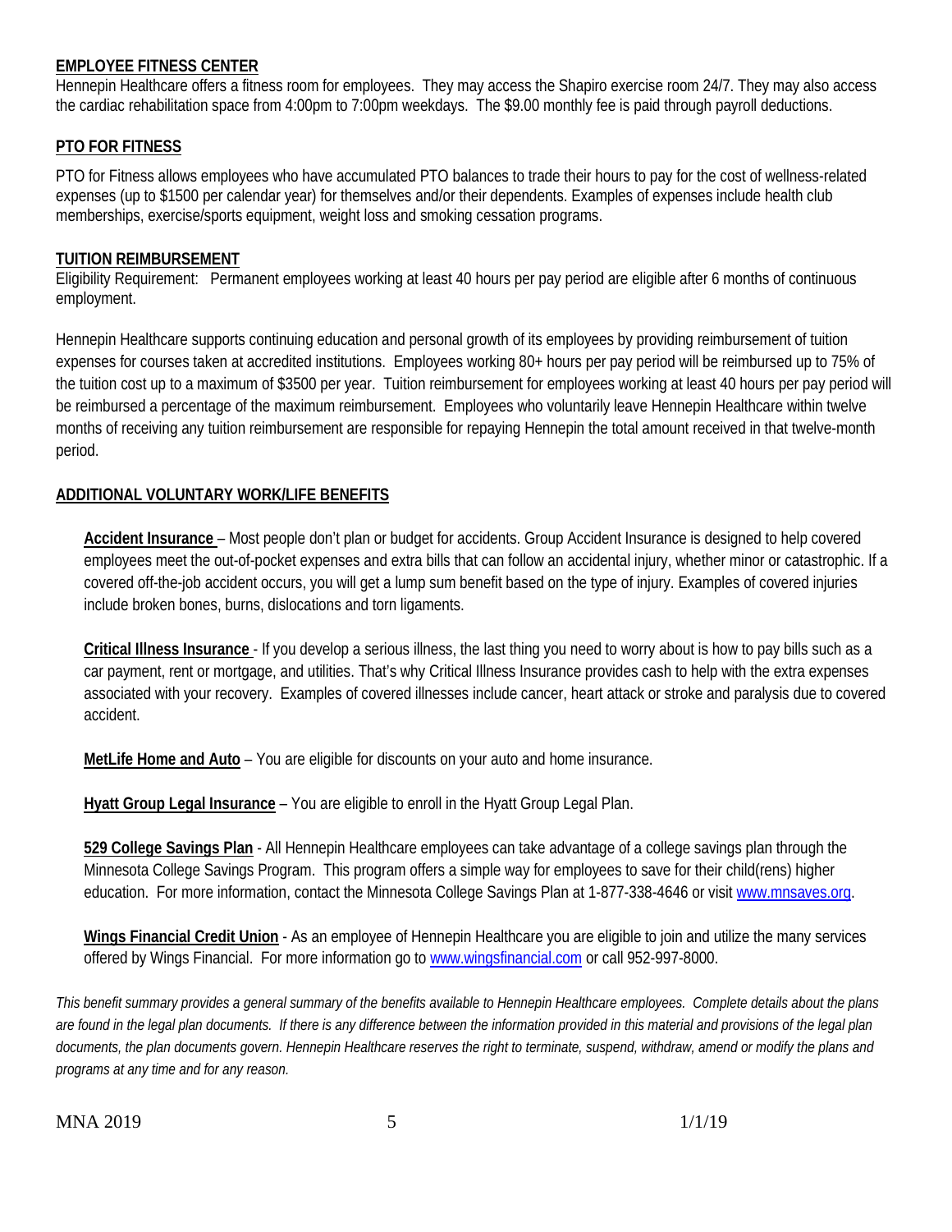## EMPLOYEE FITNESS CENTER

Hennepin Healthcare offers a fitness room for employees. They may access the Shapiro exercise room 24/7. They may also access the cardiac rehabilitation space from 4:00pm to 7:00pm weekdays. The $9.00 monthly fee is paid through payroll deductions.

## PTO FOR FITNESS

PTO for Fitness allows employees who have accumulated PTO balances to trade their hours to pay for the cost of wellness-related expenses (up to $1500 per calendar year) for themselves and/or their dependents. Examples of expenses include health club memberships, exercise/sports equipment, weight loss and smoking cessation programs.

## TUITION REIMBURSEMENT

Eligibility Requirement: Permanent employees working at least 40 hours per pay period are eligible after 6 months of continuous employment.

Hennepin Healthcare supports continuing education and personal growth of its employees by providing reimbursement of tuition expenses for courses taken at accredited institutions. Employees working 80+ hours per pay period will be reimbursed up to 75% of the tuition cost up to a maximum of $3500 per year. Tuition reimbursement for employees working at least 40 hours per pay period will be reimbursed a percentage of the maximum reimbursement. Employees who voluntarily leave Hennepin Healthcare within twelve months of receiving any tuition reimbursement are responsible for repaying Hennepin the total amount received in that twelve-month period.

## ADDITIONAL VOLUNTARY WORK/LIFE BENEFITS

**Accident Insurance** – Most people don't plan or budget for accidents. Group Accident Insurance is designed to help covered employees meet the out-of-pocket expenses and extra bills that can follow an accidental injury, whether minor or catastrophic. If a covered off-the-job accident occurs, you will get a lump sum benefit based on the type of injury. Examples of covered injuries include broken bones, burns, dislocations and torn ligaments.

**Critical Illness Insurance** - If you develop a serious illness, the last thing you need to worry about is how to pay bills such as a car payment, rent or mortgage, and utilities. That's why Critical Illness Insurance provides cash to help with the extra expenses associated with your recovery. Examples of covered illnesses include cancer, heart attack or stroke and paralysis due to covered accident.

**MetLife Home and Auto** – You are eligible for discounts on your auto and home insurance.

**Hyatt Group Legal Insurance** – You are eligible to enroll in the Hyatt Group Legal Plan.

**529 College Savings Plan** - All Hennepin Healthcare employees can take advantage of a college savings plan through the Minnesota College Savings Program. This program offers a simple way for employees to save for their child(rens) higher education. For more information, contact the Minnesota College Savings Plan at 1-877-338-4646 or visit www.mnsaves.org.

**Wings Financial Credit Union** - As an employee of Hennepin Healthcare you are eligible to join and utilize the many services offered by Wings Financial. For more information go to www.wingsfinancial.com or call 952-997-8000.

*This benefit summary provides a general summary of the benefits available to Hennepin Healthcare employees. Complete details about the plans are found in the legal plan documents. If there is any difference between the information provided in this material and provisions of the legal plan documents, the plan documents govern. Hennepin Healthcare reserves the right to terminate, suspend, withdraw, amend or modify the plans and programs at any time and for any reason.*